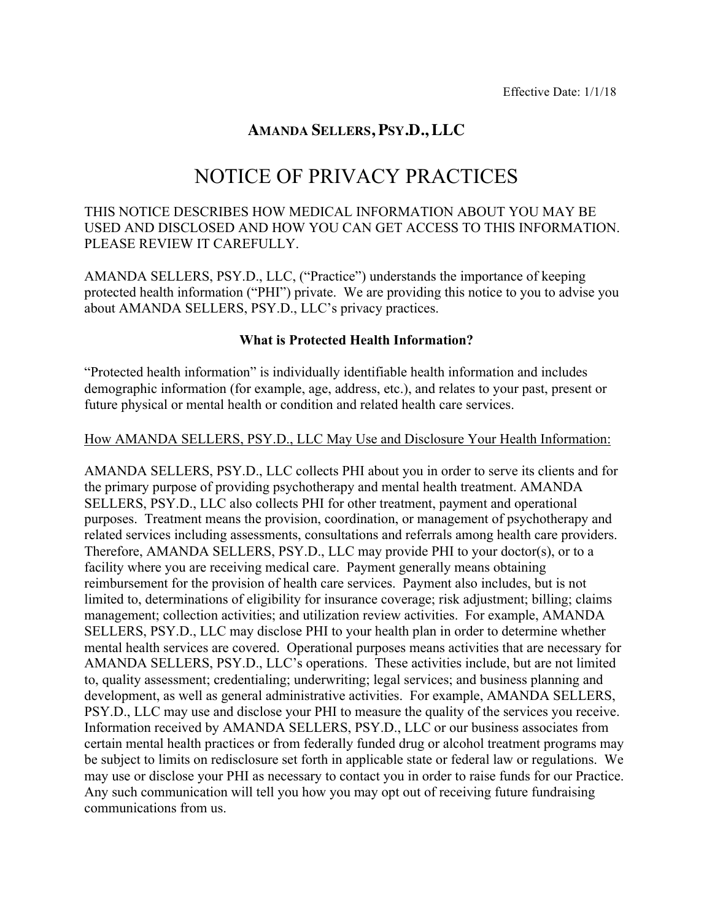Effective Date: 1/1/18

# AMANDA SELLERS, PSY.D., LLC

# NOTICE OF PRIVACY PRACTICES

THIS NOTICE DESCRIBES HOW MEDICAL INFORMATION ABOUT YOU MAY BE USED AND DISCLOSED AND HOW YOU CAN GET ACCESS TO THIS INFORMATION. PLEASE REVIEW IT CAREFULLY.

AMANDA SELLERS, PSY.D., LLC, ("Practice") understands the importance of keeping protected health information ("PHI") private. We are providing this notice to you to advise you about AMANDA SELLERS, PSY.D., LLC's privacy practices.

**What is Protected Health Information?**

"Protected health information" is individually identifiable health information and includes demographic information (for example, age, address, etc.), and relates to your past, present or future physical or mental health or condition and related health care services.

<u>How AMANDA SELLERS, PSY.D., LLC May Use and Disclosure Your Health Information:</u>

AMANDA SELLERS, PSY.D., LLC collects PHI about you in order to serve its clients and for the primary purpose of providing psychotherapy and mental health treatment. AMANDA SELLERS, PSY.D., LLC also collects PHI for other treatment, payment and operational purposes. Treatment means the provision, coordination, or management of psychotherapy and related services including assessments, consultations and referrals among health care providers. Therefore, AMANDA SELLERS, PSY.D., LLC may provide PHI to your doctor(s), or to a facility where you are receiving medical care. Payment generally means obtaining reimbursement for the provision of health care services. Payment also includes, but is not limited to, determinations of eligibility for insurance coverage; risk adjustment; billing; claims management; collection activities; and utilization review activities. For example, AMANDA SELLERS, PSY.D., LLC may disclose PHI to your health plan in order to determine whether mental health services are covered. Operational purposes means activities that are necessary for AMANDA SELLERS, PSY.D., LLC's operations. These activities include, but are not limited to, quality assessment; credentialing; underwriting; legal services; and business planning and development, as well as general administrative activities. For example, AMANDA SELLERS, PSY.D., LLC may use and disclose your PHI to measure the quality of the services you receive. Information received by AMANDA SELLERS, PSY.D., LLC or our business associates from certain mental health practices or from federally funded drug or alcohol treatment programs may be subject to limits on redisclosure set forth in applicable state or federal law or regulations. We may use or disclose your PHI as necessary to contact you in order to raise funds for our Practice. Any such communication will tell you how you may opt out of receiving future fundraising communications from us.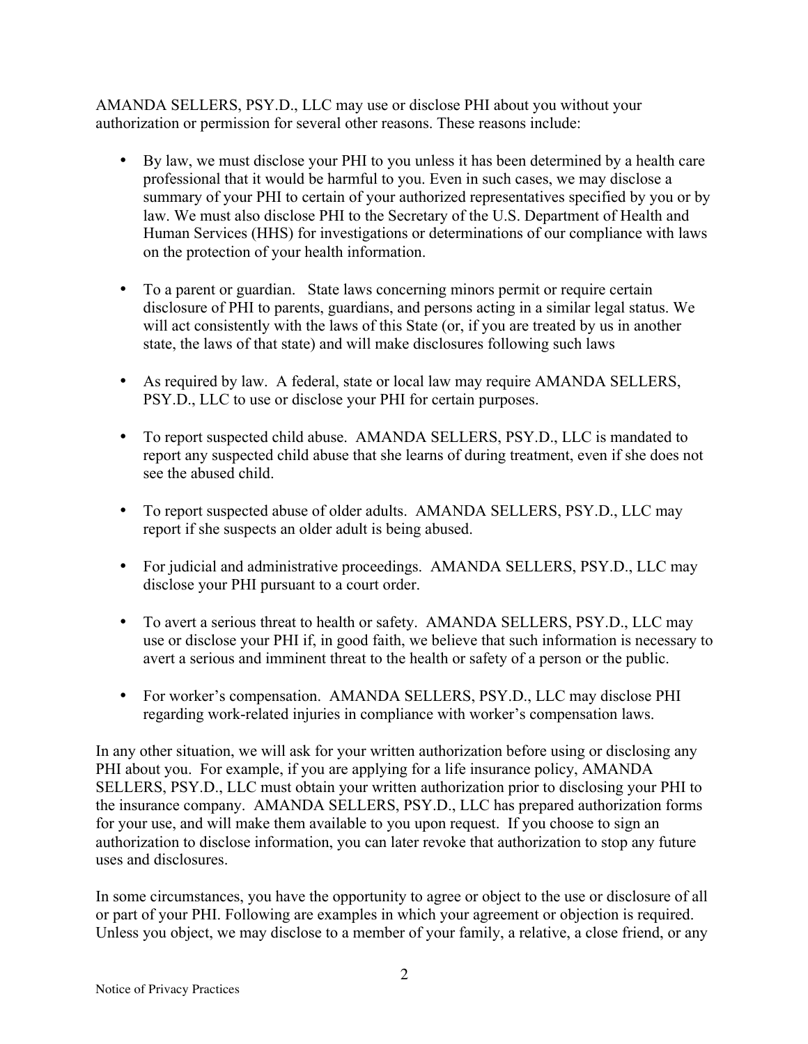AMANDA SELLERS, PSY.D., LLC may use or disclose PHI about you without your authorization or permission for several other reasons. These reasons include:

- By law, we must disclose your PHI to you unless it has been determined by a health care professional that it would be harmful to you. Even in such cases, we may disclose a summary of your PHI to certain of your authorized representatives specified by you or by law. We must also disclose PHI to the Secretary of the U.S. Department of Health and Human Services (HHS) for investigations or determinations of our compliance with laws on the protection of your health information.

- To a parent or guardian. State laws concerning minors permit or require certain disclosure of PHI to parents, guardians, and persons acting in a similar legal status. We will act consistently with the laws of this State (or, if you are treated by us in another state, the laws of that state) and will make disclosures following such laws

- As required by law. A federal, state or local law may require AMANDA SELLERS, PSY.D., LLC to use or disclose your PHI for certain purposes.

- To report suspected child abuse. AMANDA SELLERS, PSY.D., LLC is mandated to report any suspected child abuse that she learns of during treatment, even if she does not see the abused child.

- To report suspected abuse of older adults. AMANDA SELLERS, PSY.D., LLC may report if she suspects an older adult is being abused.

- For judicial and administrative proceedings. AMANDA SELLERS, PSY.D., LLC may disclose your PHI pursuant to a court order.

- To avert a serious threat to health or safety. AMANDA SELLERS, PSY.D., LLC may use or disclose your PHI if, in good faith, we believe that such information is necessary to avert a serious and imminent threat to the health or safety of a person or the public.

- For worker's compensation. AMANDA SELLERS, PSY.D., LLC may disclose PHI regarding work-related injuries in compliance with worker's compensation laws.

In any other situation, we will ask for your written authorization before using or disclosing any PHI about you. For example, if you are applying for a life insurance policy, AMANDA SELLERS, PSY.D., LLC must obtain your written authorization prior to disclosing your PHI to the insurance company. AMANDA SELLERS, PSY.D., LLC has prepared authorization forms for your use, and will make them available to you upon request. If you choose to sign an authorization to disclose information, you can later revoke that authorization to stop any future uses and disclosures.

In some circumstances, you have the opportunity to agree or object to the use or disclosure of all or part of your PHI. Following are examples in which your agreement or objection is required. Unless you object, we may disclose to a member of your family, a relative, a close friend, or any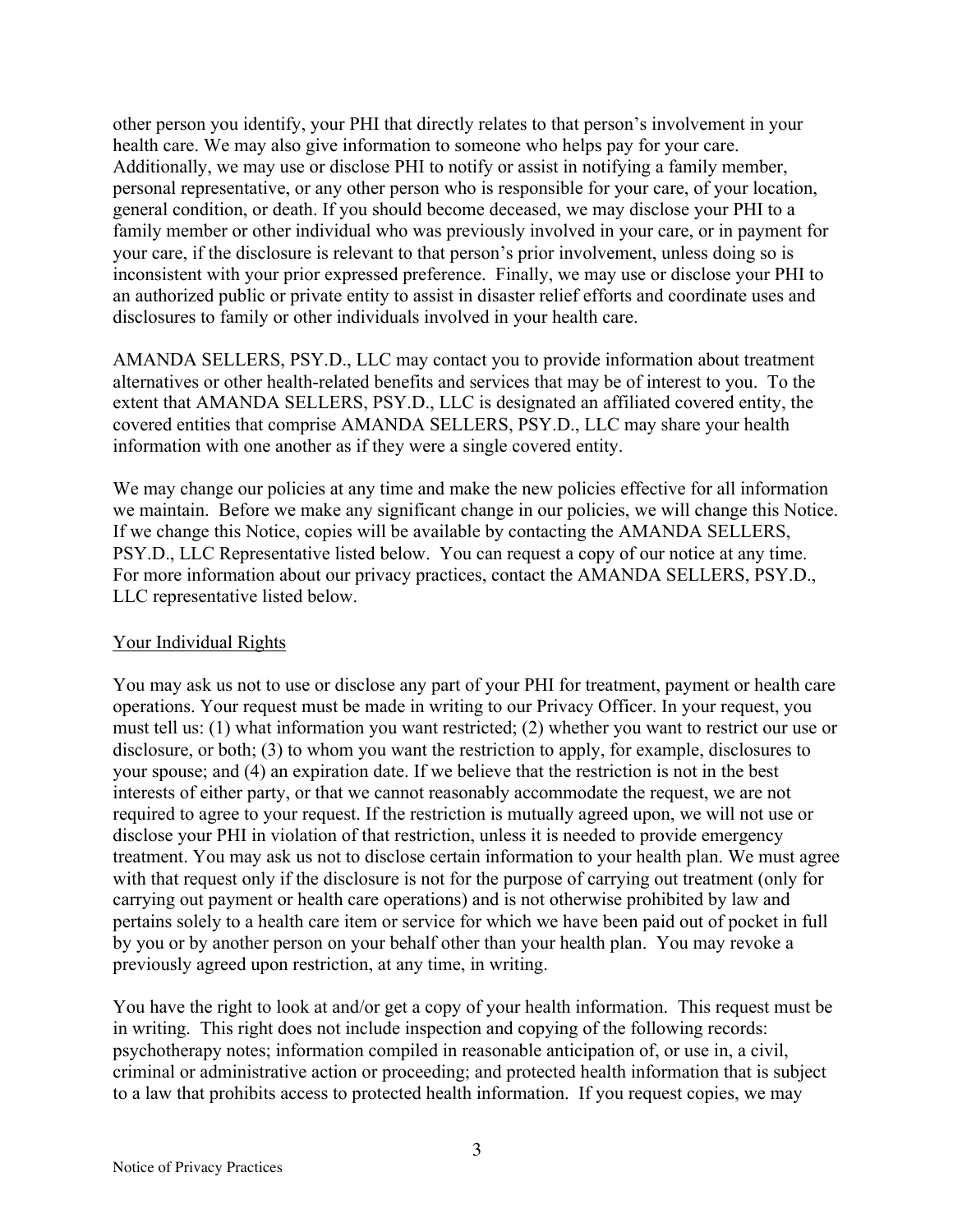other person you identify, your PHI that directly relates to that person's involvement in your health care. We may also give information to someone who helps pay for your care. Additionally, we may use or disclose PHI to notify or assist in notifying a family member, personal representative, or any other person who is responsible for your care, of your location, general condition, or death. If you should become deceased, we may disclose your PHI to a family member or other individual who was previously involved in your care, or in payment for your care, if the disclosure is relevant to that person's prior involvement, unless doing so is inconsistent with your prior expressed preference. Finally, we may use or disclose your PHI to an authorized public or private entity to assist in disaster relief efforts and coordinate uses and disclosures to family or other individuals involved in your health care.

AMANDA SELLERS, PSY.D., LLC may contact you to provide information about treatment alternatives or other health-related benefits and services that may be of interest to you. To the extent that AMANDA SELLERS, PSY.D., LLC is designated an affiliated covered entity, the covered entities that comprise AMANDA SELLERS, PSY.D., LLC may share your health information with one another as if they were a single covered entity.

We may change our policies at any time and make the new policies effective for all information we maintain. Before we make any significant change in our policies, we will change this Notice. If we change this Notice, copies will be available by contacting the AMANDA SELLERS, PSY.D., LLC Representative listed below. You can request a copy of our notice at any time. For more information about our privacy practices, contact the AMANDA SELLERS, PSY.D., LLC representative listed below.

## Your Individual Rights

You may ask us not to use or disclose any part of your PHI for treatment, payment or health care operations. Your request must be made in writing to our Privacy Officer. In your request, you must tell us: (1) what information you want restricted; (2) whether you want to restrict our use or disclosure, or both; (3) to whom you want the restriction to apply, for example, disclosures to your spouse; and (4) an expiration date. If we believe that the restriction is not in the best interests of either party, or that we cannot reasonably accommodate the request, we are not required to agree to your request. If the restriction is mutually agreed upon, we will not use or disclose your PHI in violation of that restriction, unless it is needed to provide emergency treatment. You may ask us not to disclose certain information to your health plan. We must agree with that request only if the disclosure is not for the purpose of carrying out treatment (only for carrying out payment or health care operations) and is not otherwise prohibited by law and pertains solely to a health care item or service for which we have been paid out of pocket in full by you or by another person on your behalf other than your health plan. You may revoke a previously agreed upon restriction, at any time, in writing.

You have the right to look at and/or get a copy of your health information. This request must be in writing. This right does not include inspection and copying of the following records: psychotherapy notes; information compiled in reasonable anticipation of, or use in, a civil, criminal or administrative action or proceeding; and protected health information that is subject to a law that prohibits access to protected health information. If you request copies, we may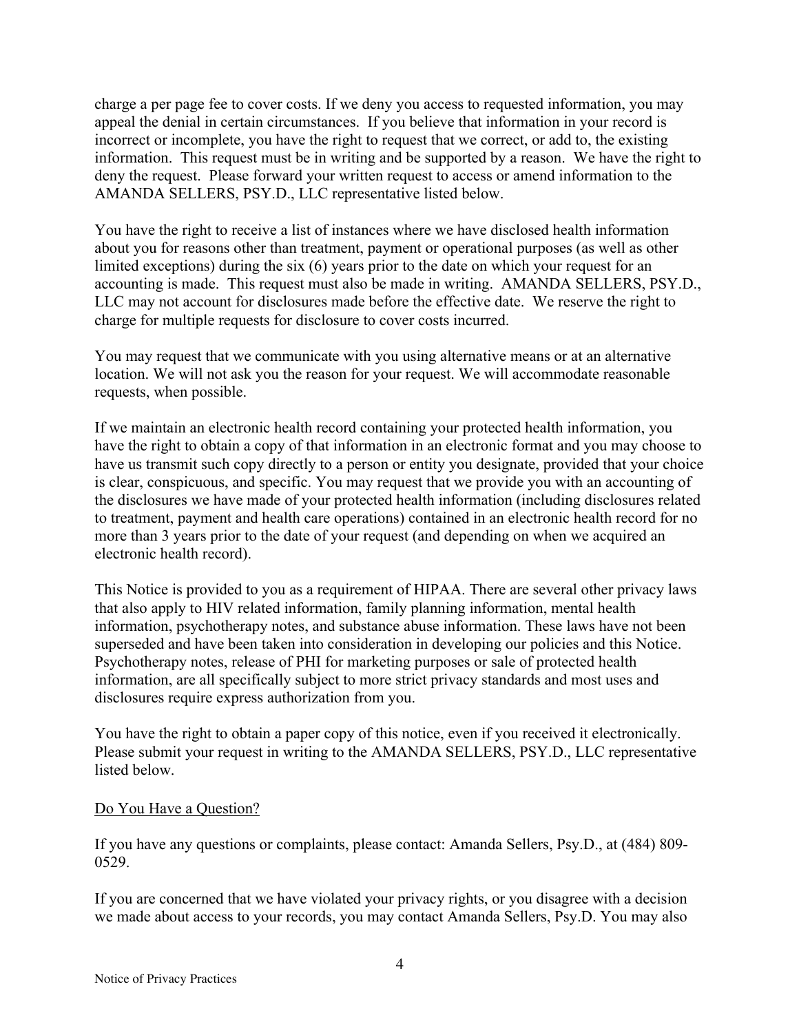charge a per page fee to cover costs. If we deny you access to requested information, you may appeal the denial in certain circumstances. If you believe that information in your record is incorrect or incomplete, you have the right to request that we correct, or add to, the existing information. This request must be in writing and be supported by a reason. We have the right to deny the request. Please forward your written request to access or amend information to the AMANDA SELLERS, PSY.D., LLC representative listed below.

You have the right to receive a list of instances where we have disclosed health information about you for reasons other than treatment, payment or operational purposes (as well as other limited exceptions) during the six (6) years prior to the date on which your request for an accounting is made. This request must also be made in writing. AMANDA SELLERS, PSY.D., LLC may not account for disclosures made before the effective date. We reserve the right to charge for multiple requests for disclosure to cover costs incurred.

You may request that we communicate with you using alternative means or at an alternative location. We will not ask you the reason for your request. We will accommodate reasonable requests, when possible.

If we maintain an electronic health record containing your protected health information, you have the right to obtain a copy of that information in an electronic format and you may choose to have us transmit such copy directly to a person or entity you designate, provided that your choice is clear, conspicuous, and specific. You may request that we provide you with an accounting of the disclosures we have made of your protected health information (including disclosures related to treatment, payment and health care operations) contained in an electronic health record for no more than 3 years prior to the date of your request (and depending on when we acquired an electronic health record).

This Notice is provided to you as a requirement of HIPAA. There are several other privacy laws that also apply to HIV related information, family planning information, mental health information, psychotherapy notes, and substance abuse information. These laws have not been superseded and have been taken into consideration in developing our policies and this Notice. Psychotherapy notes, release of PHI for marketing purposes or sale of protected health information, are all specifically subject to more strict privacy standards and most uses and disclosures require express authorization from you.

You have the right to obtain a paper copy of this notice, even if you received it electronically. Please submit your request in writing to the AMANDA SELLERS, PSY.D., LLC representative listed below.

Do You Have a Question?

If you have any questions or complaints, please contact: Amanda Sellers, Psy.D., at (484) 809-0529.

If you are concerned that we have violated your privacy rights, or you disagree with a decision we made about access to your records, you may contact Amanda Sellers, Psy.D. You may also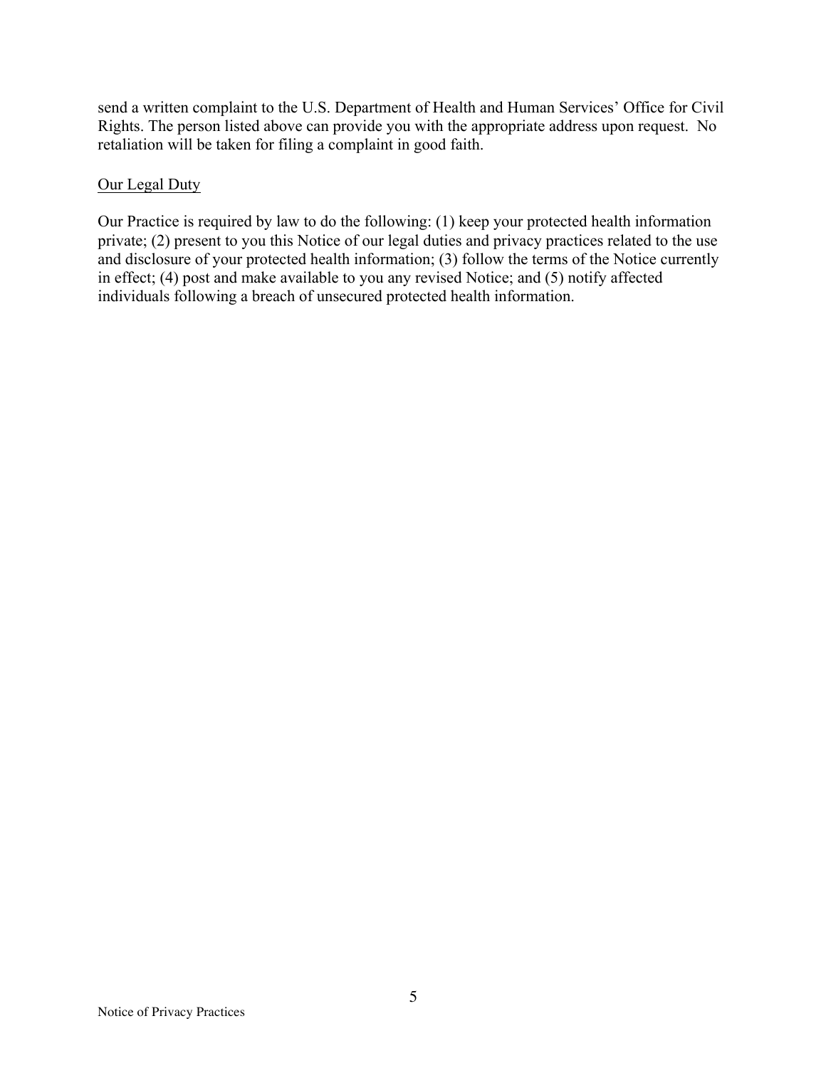send a written complaint to the U.S. Department of Health and Human Services' Office for Civil Rights. The person listed above can provide you with the appropriate address upon request. No retaliation will be taken for filing a complaint in good faith.

## Our Legal Duty

Our Practice is required by law to do the following: (1) keep your protected health information private; (2) present to you this Notice of our legal duties and privacy practices related to the use and disclosure of your protected health information; (3) follow the terms of the Notice currently in effect; (4) post and make available to you any revised Notice; and (5) notify affected individuals following a breach of unsecured protected health information.